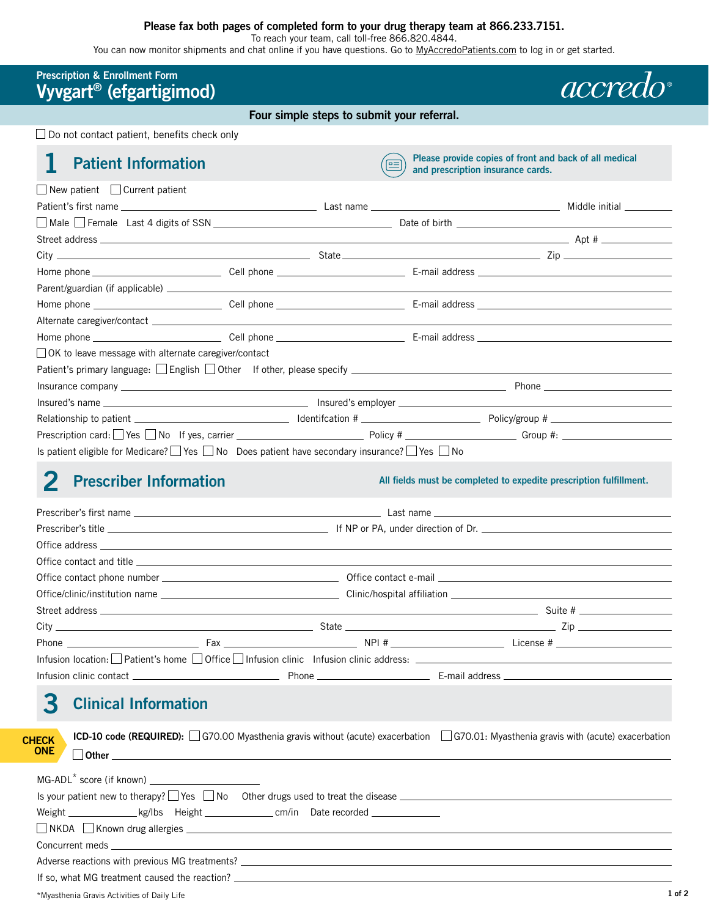**Please fax both pages of completed form to your drug therapy team at 866.233.7151.**
To reach your team, call toll-free 866.820.4844.
You can now monitor shipments and chat online if you have questions. Go to MyAccredoPatients.com to log in or get started.

**Prescription & Enrollment Form**

# Vyvgart® (efgartigimod)

accredo®

**Four simple steps to submit your referral.**

☐ Do not contact patient, benefits check only

## 1 Patient Information

**Please provide copies of front and back of all medical and prescription insurance cards.**

☐ New patient ☐ Current patient

Patient's first name ______ Last name ______ Middle initial ______

☐ Male ☐ Female Last 4 digits of SSN ______ Date of birth ______

Street address ______ Apt # ______

City ______ State ______ Zip ______

Home phone ______ Cell phone ______ E-mail address ______

Parent/guardian (if applicable) ______

Home phone ______ Cell phone ______ E-mail address ______

Alternate caregiver/contact ______

Home phone ______ Cell phone ______ E-mail address ______

☐ OK to leave message with alternate caregiver/contact

Patient's primary language: ☐ English ☐ Other If other, please specify ______

Insurance company ______ Phone ______

Insured's name ______ Insured's employer ______

Relationship to patient ______ Identifcation # ______ Policy/group # ______

Prescription card: ☐ Yes ☐ No If yes, carrier ______ Policy # ______ Group #: ______

Is patient eligible for Medicare? ☐ Yes ☐ No Does patient have secondary insurance? ☐ Yes ☐ No

## 2 Prescriber Information

**All fields must be completed to expedite prescription fulfillment.**

Prescriber's first name ______ Last name ______

Prescriber's title ______ If NP or PA, under direction of Dr. ______

Office address ______

Office contact and title ______

Office contact phone number ______ Office contact e-mail ______

Office/clinic/institution name ______ Clinic/hospital affiliation ______

Street address ______ Suite # ______

City ______ State ______ Zip ______

Phone ______ Fax ______ NPI # ______ License # ______

Infusion location: ☐ Patient's home ☐ Office ☐ Infusion clinic Infusion clinic address: ______

Infusion clinic contact ______ Phone ______ E-mail address ______

## 3 Clinical Information

**CHECK ONE**

**ICD-10 code (REQUIRED):** ☐ G70.00 Myasthenia gravis without (acute) exacerbation ☐ G70.01: Myasthenia gravis with (acute) exacerbation

☐ **Other** ______

MG-ADL* score (if known) ______

Is your patient new to therapy? ☐ Yes ☐ No Other drugs used to treat the disease ______

Weight ______ kg/lbs Height ______ cm/in Date recorded ______

☐ NKDA ☐ Known drug allergies ______

Concurrent meds ______

Adverse reactions with previous MG treatments? ______

If so, what MG treatment caused the reaction? ______

*Myasthenia Gravis Activities of Daily Life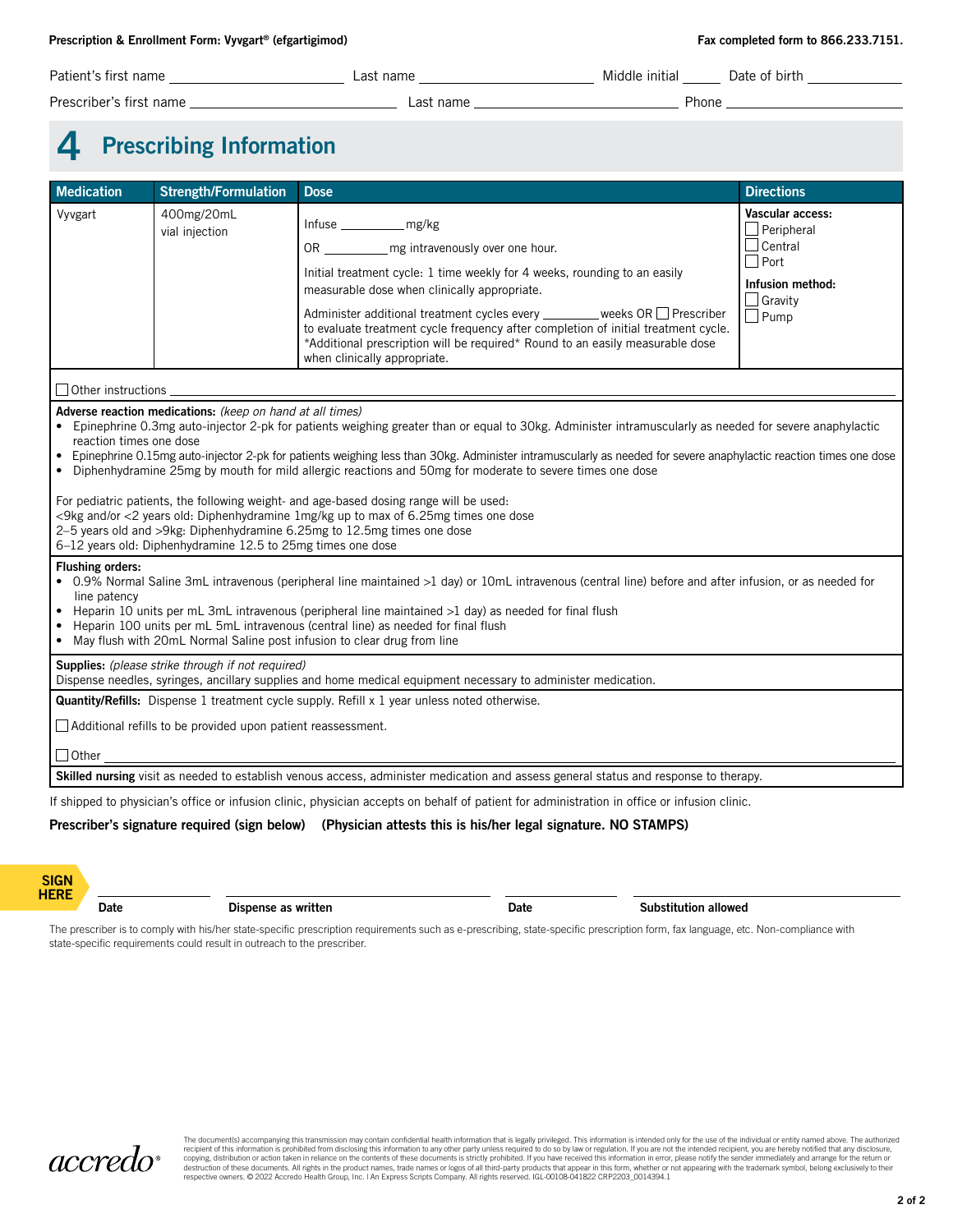**Prescription & Enrollment Form: Vyvgart® (efgartigimod)** — Fax completed form to 866.233.7151.

Patient's first name ______________ Last name ______________ Middle initial ______ Date of birth ______________

Prescriber's first name ______________ Last name ______________ Phone ______________

# 4 Prescribing Information

| Medication | Strength/Formulation | Dose | Directions |
|---|---|---|---|
| Vyvgart | 400mg/20mL vial injection | Infuse __________ mg/kg<br>OR __________ mg intravenously over one hour.<br>Initial treatment cycle: 1 time weekly for 4 weeks, rounding to an easily measurable dose when clinically appropriate.<br>Administer additional treatment cycles every ________ weeks OR ☐ Prescriber to evaluate treatment cycle frequency after completion of initial treatment cycle. *Additional prescription will be required* Round to an easily measurable dose when clinically appropriate. | **Vascular access:**<br>☐ Peripheral<br>☐ Central<br>☐ Port<br>**Infusion method:**<br>☐ Gravity<br>☐ Pump |

☐ Other instructions ______________________________________________

**Adverse reaction medications:** *(keep on hand at all times)*

- Epinephrine 0.3mg auto-injector 2-pk for patients weighing greater than or equal to 30kg. Administer intramuscularly as needed for severe anaphylactic reaction times one dose
- Epinephrine 0.15mg auto-injector 2-pk for patients weighing less than 30kg. Administer intramuscularly as needed for severe anaphylactic reaction times one dose
- Diphenhydramine 25mg by mouth for mild allergic reactions and 50mg for moderate to severe times one dose

For pediatric patients, the following weight- and age-based dosing range will be used:
<9kg and/or <2 years old: Diphenhydramine 1mg/kg up to max of 6.25mg times one dose
2–5 years old and >9kg: Diphenhydramine 6.25mg to 12.5mg times one dose
6–12 years old: Diphenhydramine 12.5 to 25mg times one dose

**Flushing orders:**

- 0.9% Normal Saline 3mL intravenous (peripheral line maintained >1 day) or 10mL intravenous (central line) before and after infusion, or as needed for line patency
- Heparin 10 units per mL 3mL intravenous (peripheral line maintained >1 day) as needed for final flush
- Heparin 100 units per mL 5mL intravenous (central line) as needed for final flush
- May flush with 20mL Normal Saline post infusion to clear drug from line

**Supplies:** *(please strike through if not required)*
Dispense needles, syringes, ancillary supplies and home medical equipment necessary to administer medication.

**Quantity/Refills:** Dispense 1 treatment cycle supply. Refill x 1 year unless noted otherwise.

☐ Additional refills to be provided upon patient reassessment.

☐ Other ______________________________________________

**Skilled nursing** visit as needed to establish venous access, administer medication and assess general status and response to therapy.

If shipped to physician's office or infusion clinic, physician accepts on behalf of patient for administration in office or infusion clinic.

**Prescriber's signature required (sign below) (Physician attests this is his/her legal signature. NO STAMPS)**

**SIGN HERE**

| Date | Dispense as written | Date | Substitution allowed |
|---|---|---|---|
| | | | |

The prescriber is to comply with his/her state-specific prescription requirements such as e-prescribing, state-specific prescription form, fax language, etc. Non-compliance with state-specific requirements could result in outreach to the prescriber.

accredo®

The document(s) accompanying this transmission may contain confidential health information that is legally privileged. This information is intended only for the use of the individual or entity named above. The authorized recipient of this information is prohibited from disclosing this information to any other party unless required to do so by law or regulation. If you are not the intended recipient, you are hereby notified that any disclosure, copying, distribution or action taken in reliance on the contents of these documents is strictly prohibited. If you have received this information in error, please notify the sender immediately and arrange for the return or destruction of these documents. All rights in the product names, trade names or logos of all third-party products that appear in this form, whether or not appearing with the trademark symbol, belong exclusively to their respective owners. © 2022 Accredo Health Group, Inc. | An Express Scripts Company. All rights reserved. IGL-00108-041822 CRP2203_0014394.1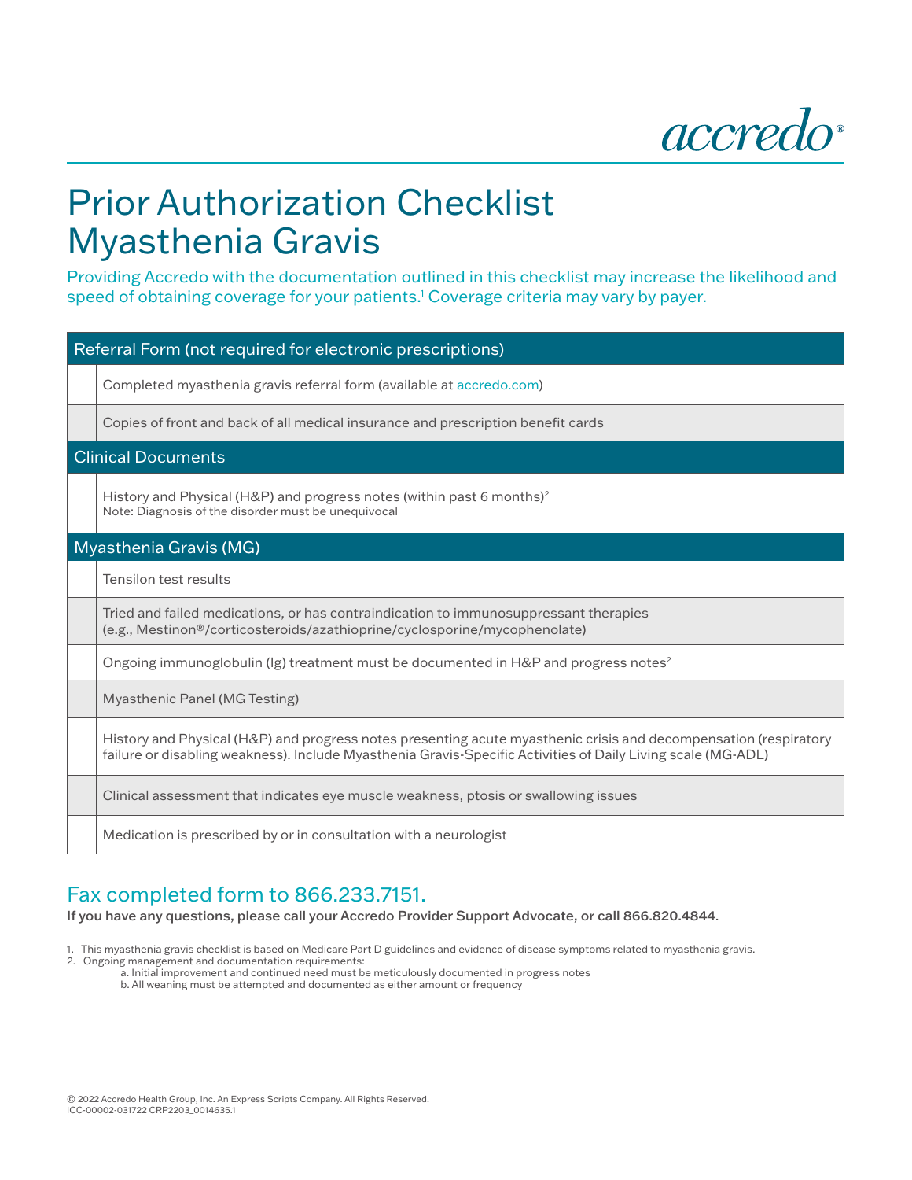accredo®

# Prior Authorization Checklist
# Myasthenia Gravis

Providing Accredo with the documentation outlined in this checklist may increase the likelihood and speed of obtaining coverage for your patients.[1] Coverage criteria may vary by payer.

| | |
|---|---|
| **Referral Form (not required for electronic prescriptions)** | |
| | Completed myasthenia gravis referral form (available at accredo.com) |
| | Copies of front and back of all medical insurance and prescription benefit cards |
| **Clinical Documents** | |
| | History and Physical (H&P) and progress notes (within past 6 months)[2]<br>Note: Diagnosis of the disorder must be unequivocal |
| **Myasthenia Gravis (MG)** | |
| | Tensilon test results |
| | Tried and failed medications, or has contraindication to immunosuppressant therapies (e.g., Mestinon®/corticosteroids/azathioprine/cyclosporine/mycophenolate) |
| | Ongoing immunoglobulin (Ig) treatment must be documented in H&P and progress notes[2] |
| | Myasthenic Panel (MG Testing) |
| | History and Physical (H&P) and progress notes presenting acute myasthenic crisis and decompensation (respiratory failure or disabling weakness). Include Myasthenia Gravis-Specific Activities of Daily Living scale (MG-ADL) |
| | Clinical assessment that indicates eye muscle weakness, ptosis or swallowing issues |
| | Medication is prescribed by or in consultation with a neurologist |

## Fax completed form to 866.233.7151.

**If you have any questions, please call your Accredo Provider Support Advocate, or call 866.820.4844.**

1. This myasthenia gravis checklist is based on Medicare Part D guidelines and evidence of disease symptoms related to myasthenia gravis.
2. Ongoing management and documentation requirements:
   a. Initial improvement and continued need must be meticulously documented in progress notes
   b. All weaning must be attempted and documented as either amount or frequency

© 2022 Accredo Health Group, Inc. An Express Scripts Company. All Rights Reserved.
ICC-00002-031722 CRP2203_0014635.1